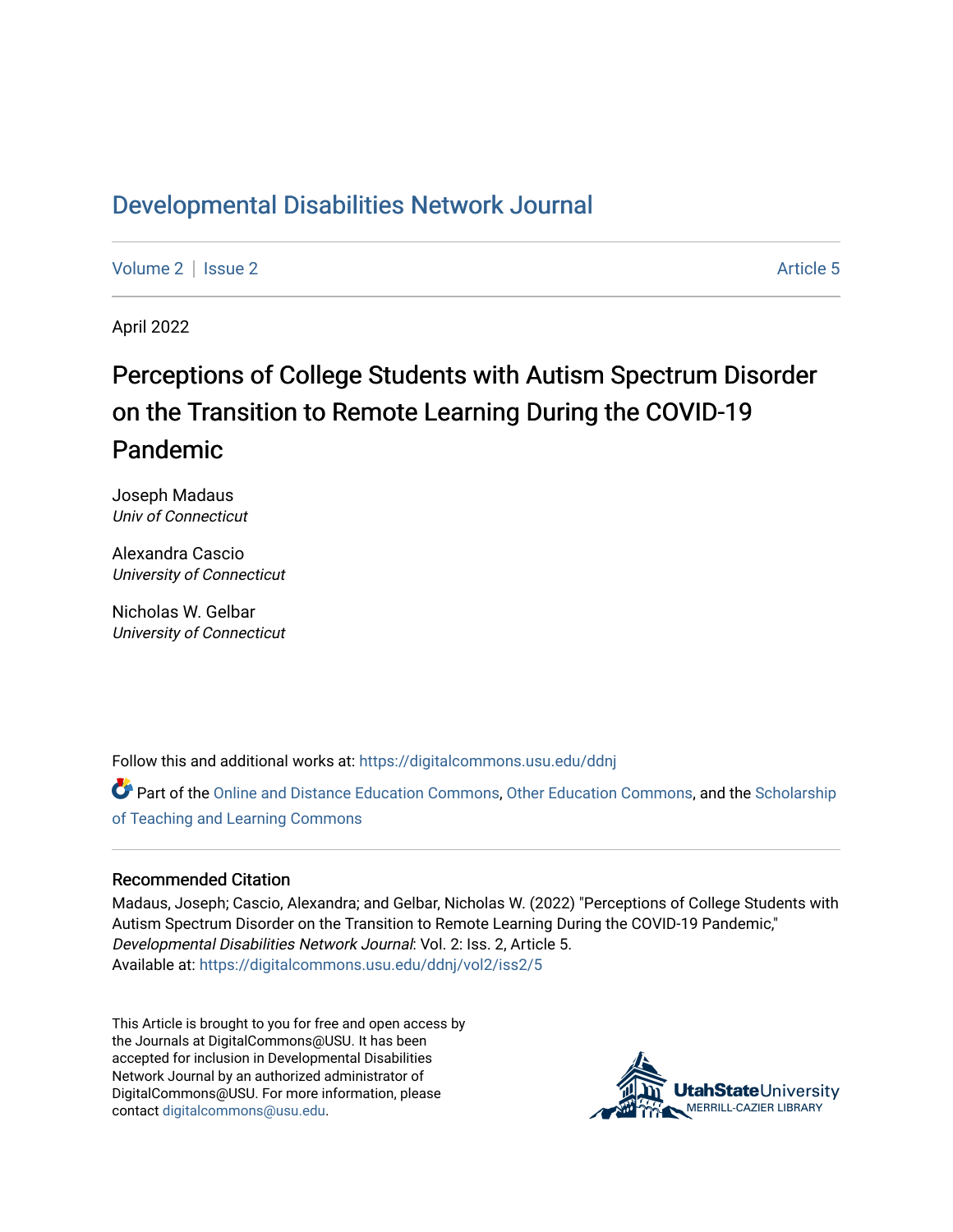# Developmental Disabilities Network Journal

Volume 2 | Issue 2 | Article 5

April 2022

## Perceptions of College Students with Autism Spectrum Disorder on the Transition to Remote Learning During the COVID-19 Pandemic

Joseph Madaus
*Univ of Connecticut*

Alexandra Cascio
*University of Connecticut*

Nicholas W. Gelbar
*University of Connecticut*

Follow this and additional works at: https://digitalcommons.usu.edu/ddnj

Part of the Online and Distance Education Commons, Other Education Commons, and the Scholarship of Teaching and Learning Commons

### Recommended Citation

Madaus, Joseph; Cascio, Alexandra; and Gelbar, Nicholas W. (2022) "Perceptions of College Students with Autism Spectrum Disorder on the Transition to Remote Learning During the COVID-19 Pandemic," *Developmental Disabilities Network Journal*: Vol. 2: Iss. 2, Article 5.
Available at: https://digitalcommons.usu.edu/ddnj/vol2/iss2/5

This Article is brought to you for free and open access by the Journals at DigitalCommons@USU. It has been accepted for inclusion in Developmental Disabilities Network Journal by an authorized administrator of DigitalCommons@USU. For more information, please contact digitalcommons@usu.edu.

UtahStateUniversity MERRILL-CAZIER LIBRARY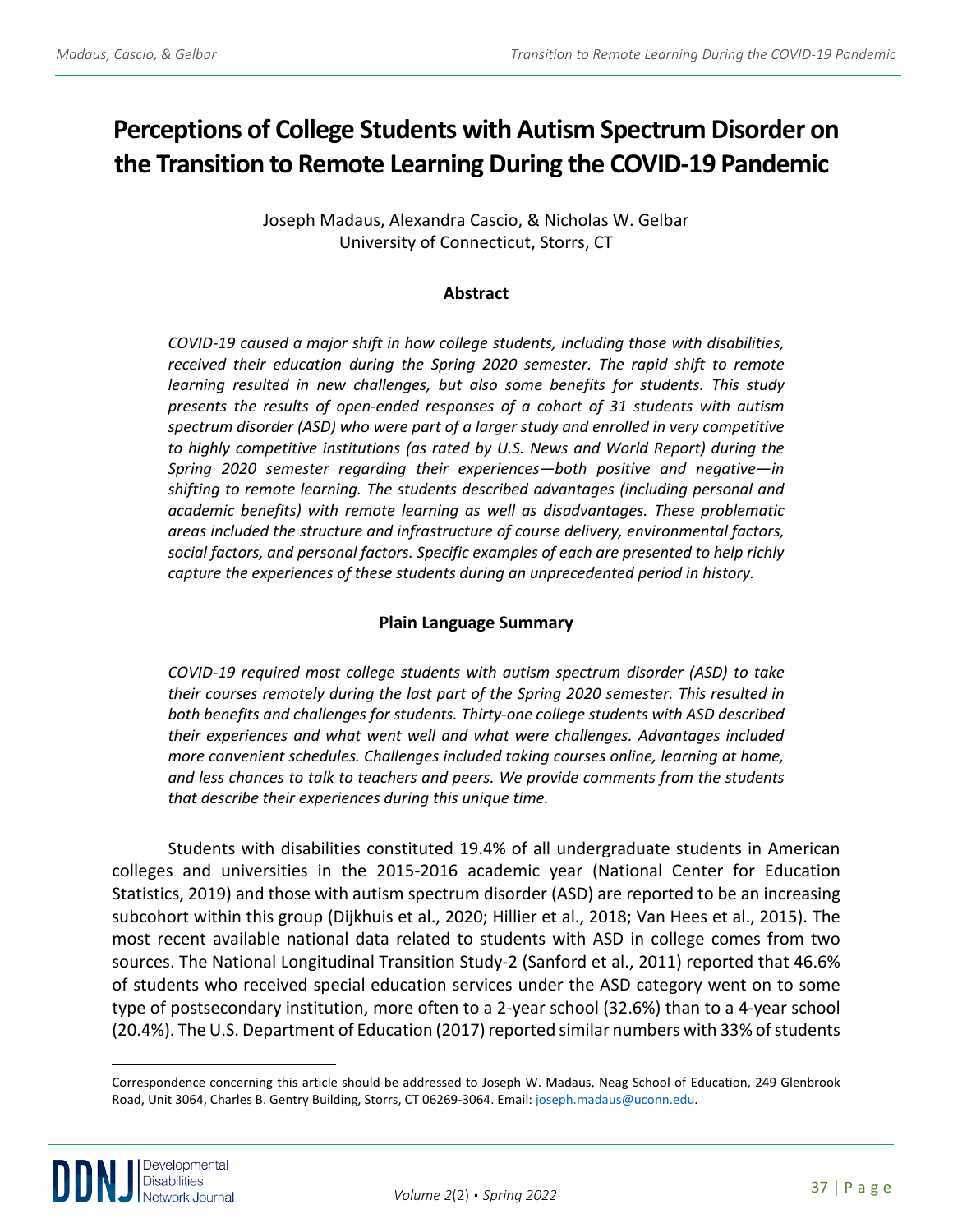# Perceptions of College Students with Autism Spectrum Disorder on the Transition to Remote Learning During the COVID-19 Pandemic

Joseph Madaus, Alexandra Cascio, & Nicholas W. Gelbar
University of Connecticut, Storrs, CT

## Abstract

*COVID-19 caused a major shift in how college students, including those with disabilities, received their education during the Spring 2020 semester. The rapid shift to remote learning resulted in new challenges, but also some benefits for students. This study presents the results of open-ended responses of a cohort of 31 students with autism spectrum disorder (ASD) who were part of a larger study and enrolled in very competitive to highly competitive institutions (as rated by U.S. News and World Report) during the Spring 2020 semester regarding their experiences—both positive and negative—in shifting to remote learning. The students described advantages (including personal and academic benefits) with remote learning as well as disadvantages. These problematic areas included the structure and infrastructure of course delivery, environmental factors, social factors, and personal factors. Specific examples of each are presented to help richly capture the experiences of these students during an unprecedented period in history.*

## Plain Language Summary

*COVID-19 required most college students with autism spectrum disorder (ASD) to take their courses remotely during the last part of the Spring 2020 semester. This resulted in both benefits and challenges for students. Thirty-one college students with ASD described their experiences and what went well and what were challenges. Advantages included more convenient schedules. Challenges included taking courses online, learning at home, and less chances to talk to teachers and peers. We provide comments from the students that describe their experiences during this unique time.*

Students with disabilities constituted 19.4% of all undergraduate students in American colleges and universities in the 2015-2016 academic year (National Center for Education Statistics, 2019) and those with autism spectrum disorder (ASD) are reported to be an increasing subcohort within this group (Dijkhuis et al., 2020; Hillier et al., 2018; Van Hees et al., 2015). The most recent available national data related to students with ASD in college comes from two sources. The National Longitudinal Transition Study-2 (Sanford et al., 2011) reported that 46.6% of students who received special education services under the ASD category went on to some type of postsecondary institution, more often to a 2-year school (32.6%) than to a 4-year school (20.4%). The U.S. Department of Education (2017) reported similar numbers with 33% of students

---

Correspondence concerning this article should be addressed to Joseph W. Madaus, Neag School of Education, 249 Glenbrook Road, Unit 3064, Charles B. Gentry Building, Storrs, CT 06269-3064. Email: joseph.madaus@uconn.edu.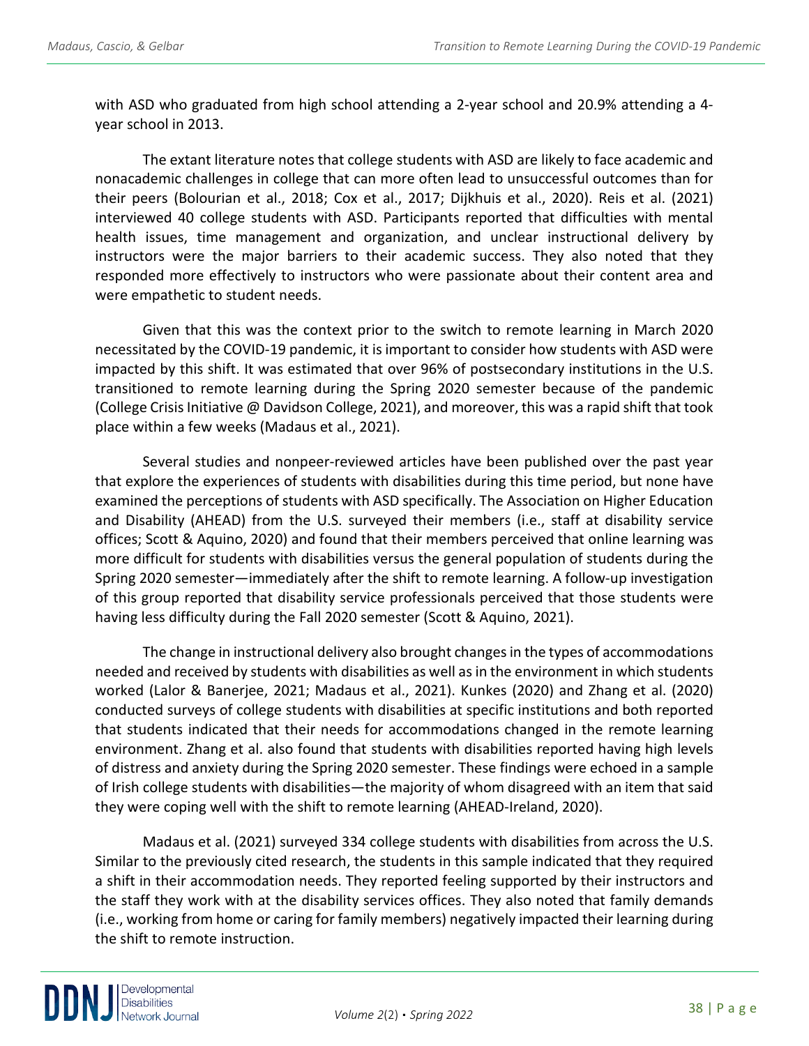with ASD who graduated from high school attending a 2-year school and 20.9% attending a 4-year school in 2013.

The extant literature notes that college students with ASD are likely to face academic and nonacademic challenges in college that can more often lead to unsuccessful outcomes than for their peers (Bolourian et al., 2018; Cox et al., 2017; Dijkhuis et al., 2020). Reis et al. (2021) interviewed 40 college students with ASD. Participants reported that difficulties with mental health issues, time management and organization, and unclear instructional delivery by instructors were the major barriers to their academic success. They also noted that they responded more effectively to instructors who were passionate about their content area and were empathetic to student needs.

Given that this was the context prior to the switch to remote learning in March 2020 necessitated by the COVID-19 pandemic, it is important to consider how students with ASD were impacted by this shift. It was estimated that over 96% of postsecondary institutions in the U.S. transitioned to remote learning during the Spring 2020 semester because of the pandemic (College Crisis Initiative @ Davidson College, 2021), and moreover, this was a rapid shift that took place within a few weeks (Madaus et al., 2021).

Several studies and nonpeer-reviewed articles have been published over the past year that explore the experiences of students with disabilities during this time period, but none have examined the perceptions of students with ASD specifically. The Association on Higher Education and Disability (AHEAD) from the U.S. surveyed their members (i.e., staff at disability service offices; Scott & Aquino, 2020) and found that their members perceived that online learning was more difficult for students with disabilities versus the general population of students during the Spring 2020 semester—immediately after the shift to remote learning. A follow-up investigation of this group reported that disability service professionals perceived that those students were having less difficulty during the Fall 2020 semester (Scott & Aquino, 2021).

The change in instructional delivery also brought changes in the types of accommodations needed and received by students with disabilities as well as in the environment in which students worked (Lalor & Banerjee, 2021; Madaus et al., 2021). Kunkes (2020) and Zhang et al. (2020) conducted surveys of college students with disabilities at specific institutions and both reported that students indicated that their needs for accommodations changed in the remote learning environment. Zhang et al. also found that students with disabilities reported having high levels of distress and anxiety during the Spring 2020 semester. These findings were echoed in a sample of Irish college students with disabilities—the majority of whom disagreed with an item that said they were coping well with the shift to remote learning (AHEAD-Ireland, 2020).

Madaus et al. (2021) surveyed 334 college students with disabilities from across the U.S. Similar to the previously cited research, the students in this sample indicated that they required a shift in their accommodation needs. They reported feeling supported by their instructors and the staff they work with at the disability services offices. They also noted that family demands (i.e., working from home or caring for family members) negatively impacted their learning during the shift to remote instruction.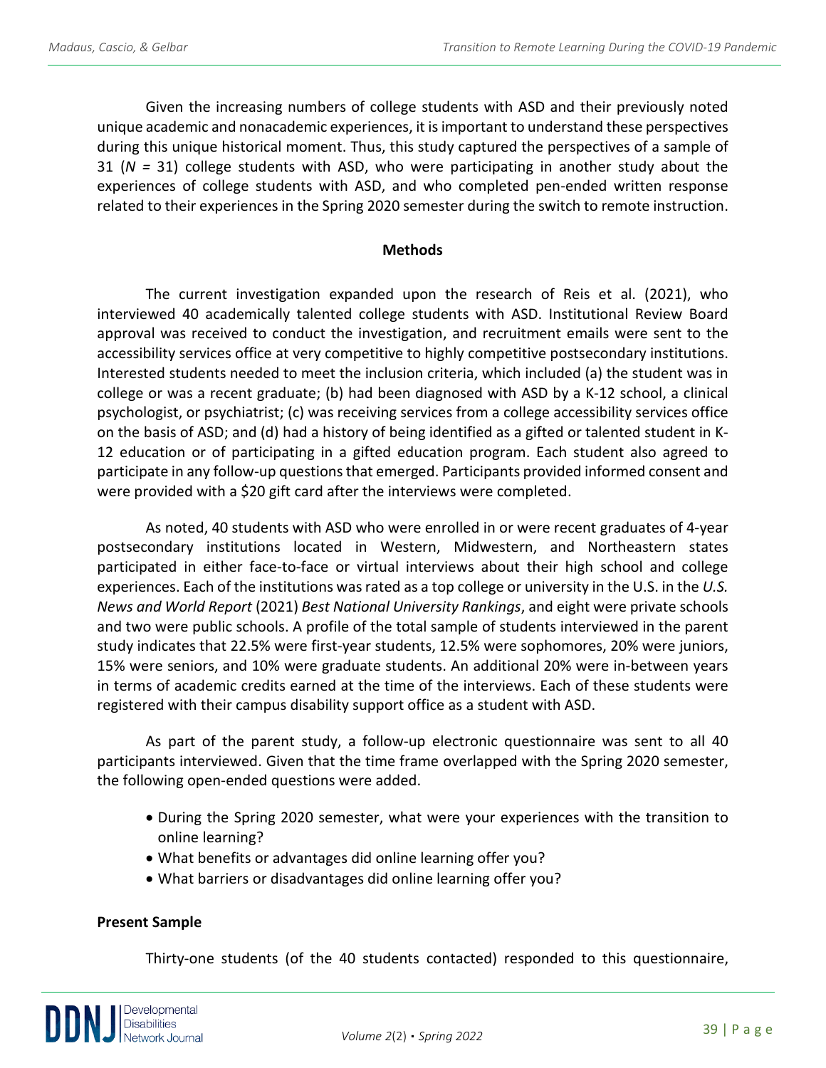Given the increasing numbers of college students with ASD and their previously noted unique academic and nonacademic experiences, it is important to understand these perspectives during this unique historical moment. Thus, this study captured the perspectives of a sample of 31 ($N$ = 31) college students with ASD, who were participating in another study about the experiences of college students with ASD, and who completed pen-ended written response related to their experiences in the Spring 2020 semester during the switch to remote instruction.

## Methods

The current investigation expanded upon the research of Reis et al. (2021), who interviewed 40 academically talented college students with ASD. Institutional Review Board approval was received to conduct the investigation, and recruitment emails were sent to the accessibility services office at very competitive to highly competitive postsecondary institutions. Interested students needed to meet the inclusion criteria, which included (a) the student was in college or was a recent graduate; (b) had been diagnosed with ASD by a K-12 school, a clinical psychologist, or psychiatrist; (c) was receiving services from a college accessibility services office on the basis of ASD; and (d) had a history of being identified as a gifted or talented student in K-12 education or of participating in a gifted education program. Each student also agreed to participate in any follow-up questions that emerged. Participants provided informed consent and were provided with a $20 gift card after the interviews were completed.

As noted, 40 students with ASD who were enrolled in or were recent graduates of 4-year postsecondary institutions located in Western, Midwestern, and Northeastern states participated in either face-to-face or virtual interviews about their high school and college experiences. Each of the institutions was rated as a top college or university in the U.S. in the *U.S. News and World Report* (2021) *Best National University Rankings*, and eight were private schools and two were public schools. A profile of the total sample of students interviewed in the parent study indicates that 22.5% were first-year students, 12.5% were sophomores, 20% were juniors, 15% were seniors, and 10% were graduate students. An additional 20% were in-between years in terms of academic credits earned at the time of the interviews. Each of these students were registered with their campus disability support office as a student with ASD.

As part of the parent study, a follow-up electronic questionnaire was sent to all 40 participants interviewed. Given that the time frame overlapped with the Spring 2020 semester, the following open-ended questions were added.

- During the Spring 2020 semester, what were your experiences with the transition to online learning?
- What benefits or advantages did online learning offer you?
- What barriers or disadvantages did online learning offer you?

### Present Sample

Thirty-one students (of the 40 students contacted) responded to this questionnaire,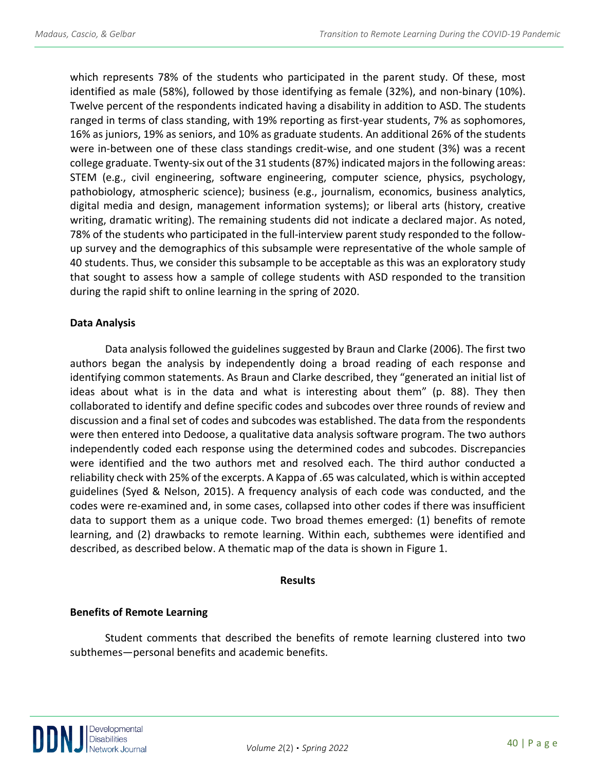which represents 78% of the students who participated in the parent study. Of these, most identified as male (58%), followed by those identifying as female (32%), and non-binary (10%). Twelve percent of the respondents indicated having a disability in addition to ASD. The students ranged in terms of class standing, with 19% reporting as first-year students, 7% as sophomores, 16% as juniors, 19% as seniors, and 10% as graduate students. An additional 26% of the students were in-between one of these class standings credit-wise, and one student (3%) was a recent college graduate. Twenty-six out of the 31 students (87%) indicated majors in the following areas: STEM (e.g., civil engineering, software engineering, computer science, physics, psychology, pathobiology, atmospheric science); business (e.g., journalism, economics, business analytics, digital media and design, management information systems); or liberal arts (history, creative writing, dramatic writing). The remaining students did not indicate a declared major. As noted, 78% of the students who participated in the full-interview parent study responded to the follow-up survey and the demographics of this subsample were representative of the whole sample of 40 students. Thus, we consider this subsample to be acceptable as this was an exploratory study that sought to assess how a sample of college students with ASD responded to the transition during the rapid shift to online learning in the spring of 2020.

### Data Analysis

Data analysis followed the guidelines suggested by Braun and Clarke (2006). The first two authors began the analysis by independently doing a broad reading of each response and identifying common statements. As Braun and Clarke described, they "generated an initial list of ideas about what is in the data and what is interesting about them" (p. 88). They then collaborated to identify and define specific codes and subcodes over three rounds of review and discussion and a final set of codes and subcodes was established. The data from the respondents were then entered into Dedoose, a qualitative data analysis software program. The two authors independently coded each response using the determined codes and subcodes. Discrepancies were identified and the two authors met and resolved each. The third author conducted a reliability check with 25% of the excerpts. A Kappa of .65 was calculated, which is within accepted guidelines (Syed & Nelson, 2015). A frequency analysis of each code was conducted, and the codes were re-examined and, in some cases, collapsed into other codes if there was insufficient data to support them as a unique code. Two broad themes emerged: (1) benefits of remote learning, and (2) drawbacks to remote learning. Within each, subthemes were identified and described, as described below. A thematic map of the data is shown in Figure 1.

## Results

### Benefits of Remote Learning

Student comments that described the benefits of remote learning clustered into two subthemes—personal benefits and academic benefits.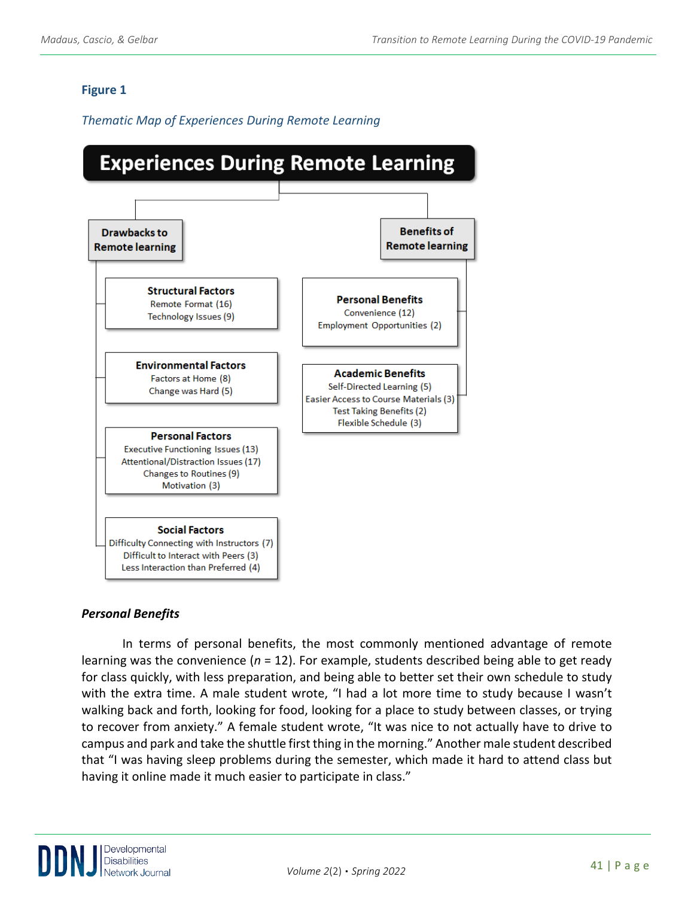**Figure 1**

*Thematic Map of Experiences During Remote Learning*

**Experiences During Remote Learning**

**Drawbacks to Remote learning**

**Structural Factors**
Remote Format (16)
Technology Issues (9)

**Environmental Factors**
Factors at Home (8)
Change was Hard (5)

**Personal Factors**
Executive Functioning Issues (13)
Attentional/Distraction Issues (17)
Changes to Routines (9)
Motivation (3)

**Social Factors**
Difficulty Connecting with Instructors (7)
Difficult to Interact with Peers (3)
Less Interaction than Preferred (4)

**Benefits of Remote learning**

**Personal Benefits**
Convenience (12)
Employment Opportunities (2)

**Academic Benefits**
Self-Directed Learning (5)
Easier Access to Course Materials (3)
Test Taking Benefits (2)
Flexible Schedule (3)

### *Personal Benefits*

In terms of personal benefits, the most commonly mentioned advantage of remote learning was the convenience ($n$ = 12). For example, students described being able to get ready for class quickly, with less preparation, and being able to better set their own schedule to study with the extra time. A male student wrote, "I had a lot more time to study because I wasn't walking back and forth, looking for food, looking for a place to study between classes, or trying to recover from anxiety." A female student wrote, "It was nice to not actually have to drive to campus and park and take the shuttle first thing in the morning." Another male student described that "I was having sleep problems during the semester, which made it hard to attend class but having it online made it much easier to participate in class."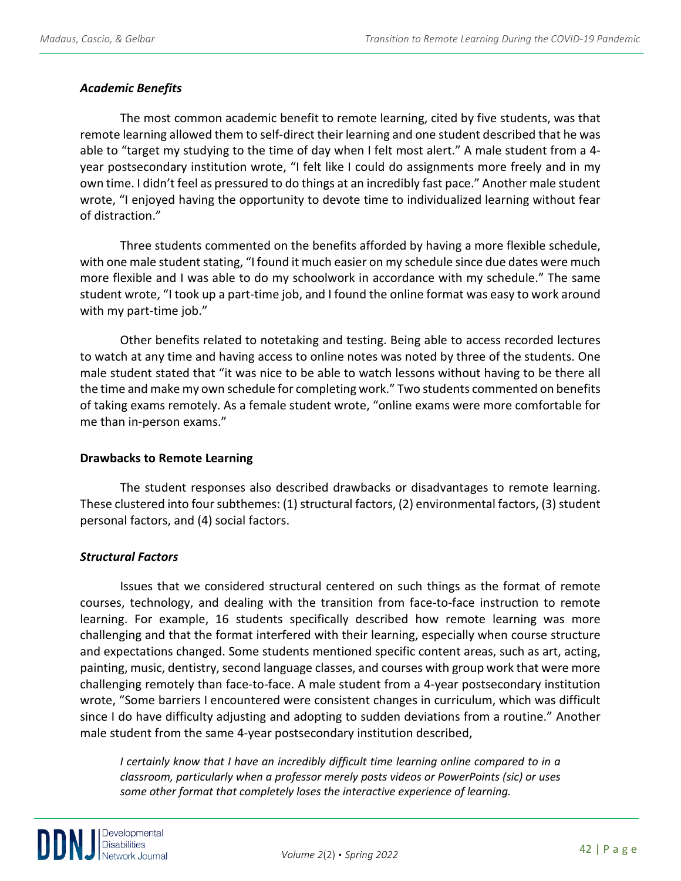### *Academic Benefits*

The most common academic benefit to remote learning, cited by five students, was that remote learning allowed them to self-direct their learning and one student described that he was able to "target my studying to the time of day when I felt most alert." A male student from a 4-year postsecondary institution wrote, "I felt like I could do assignments more freely and in my own time. I didn't feel as pressured to do things at an incredibly fast pace." Another male student wrote, "I enjoyed having the opportunity to devote time to individualized learning without fear of distraction."

Three students commented on the benefits afforded by having a more flexible schedule, with one male student stating, "I found it much easier on my schedule since due dates were much more flexible and I was able to do my schoolwork in accordance with my schedule." The same student wrote, "I took up a part-time job, and I found the online format was easy to work around with my part-time job."

Other benefits related to notetaking and testing. Being able to access recorded lectures to watch at any time and having access to online notes was noted by three of the students. One male student stated that "it was nice to be able to watch lessons without having to be there all the time and make my own schedule for completing work." Two students commented on benefits of taking exams remotely. As a female student wrote, "online exams were more comfortable for me than in-person exams."

## **Drawbacks to Remote Learning**

The student responses also described drawbacks or disadvantages to remote learning. These clustered into four subthemes: (1) structural factors, (2) environmental factors, (3) student personal factors, and (4) social factors.

### *Structural Factors*

Issues that we considered structural centered on such things as the format of remote courses, technology, and dealing with the transition from face-to-face instruction to remote learning. For example, 16 students specifically described how remote learning was more challenging and that the format interfered with their learning, especially when course structure and expectations changed. Some students mentioned specific content areas, such as art, acting, painting, music, dentistry, second language classes, and courses with group work that were more challenging remotely than face-to-face. A male student from a 4-year postsecondary institution wrote, "Some barriers I encountered were consistent changes in curriculum, which was difficult since I do have difficulty adjusting and adopting to sudden deviations from a routine." Another male student from the same 4-year postsecondary institution described,

> *I certainly know that I have an incredibly difficult time learning online compared to in a classroom, particularly when a professor merely posts videos or PowerPoints (sic) or uses some other format that completely loses the interactive experience of learning.*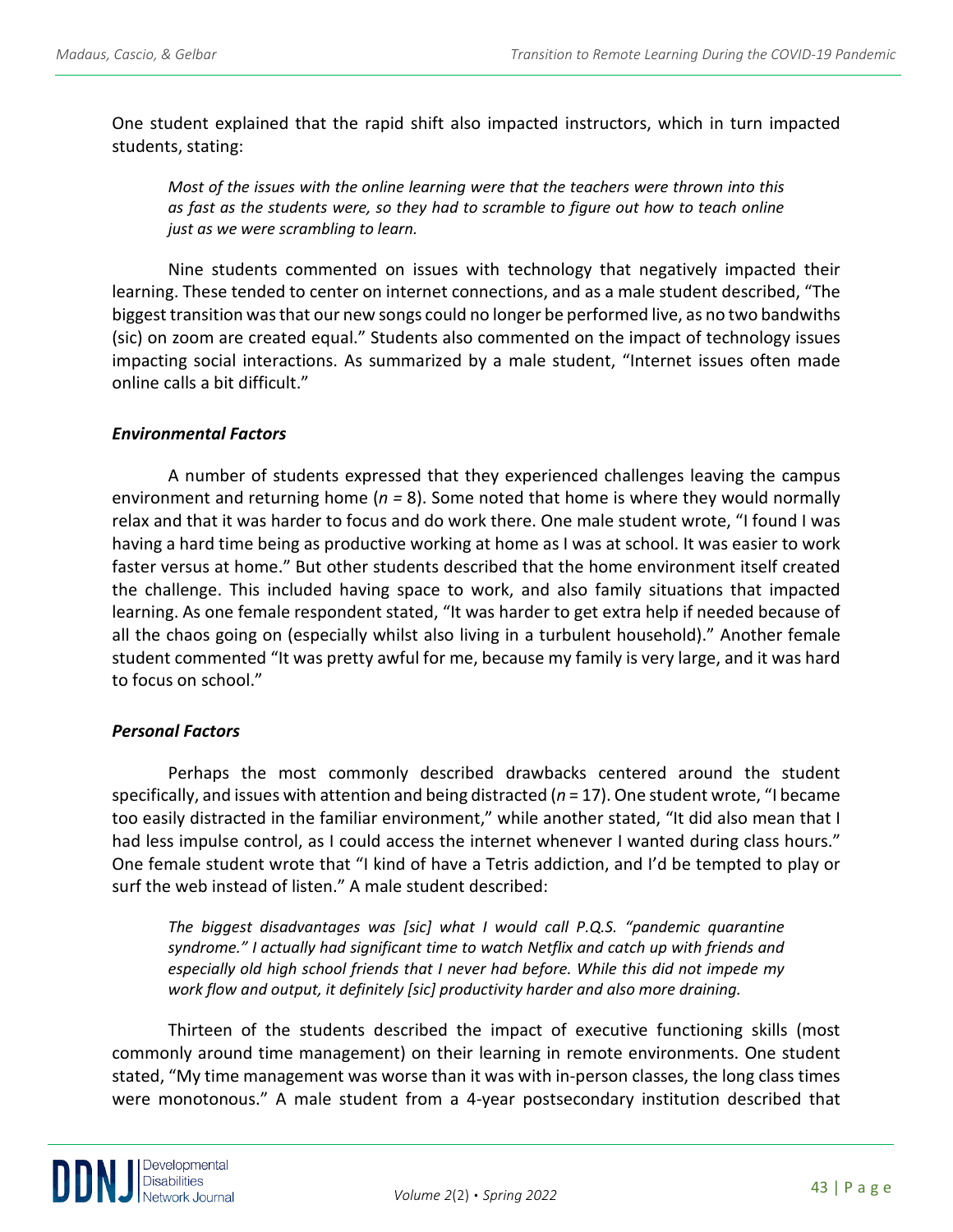One student explained that the rapid shift also impacted instructors, which in turn impacted students, stating:

> *Most of the issues with the online learning were that the teachers were thrown into this as fast as the students were, so they had to scramble to figure out how to teach online just as we were scrambling to learn.*

Nine students commented on issues with technology that negatively impacted their learning. These tended to center on internet connections, and as a male student described, "The biggest transition was that our new songs could no longer be performed live, as no two bandwiths (sic) on zoom are created equal." Students also commented on the impact of technology issues impacting social interactions. As summarized by a male student, "Internet issues often made online calls a bit difficult."

### *Environmental Factors*

A number of students expressed that they experienced challenges leaving the campus environment and returning home (*n* = 8). Some noted that home is where they would normally relax and that it was harder to focus and do work there. One male student wrote, "I found I was having a hard time being as productive working at home as I was at school. It was easier to work faster versus at home." But other students described that the home environment itself created the challenge. This included having space to work, and also family situations that impacted learning. As one female respondent stated, "It was harder to get extra help if needed because of all the chaos going on (especially whilst also living in a turbulent household)." Another female student commented "It was pretty awful for me, because my family is very large, and it was hard to focus on school."

### *Personal Factors*

Perhaps the most commonly described drawbacks centered around the student specifically, and issues with attention and being distracted (*n* = 17). One student wrote, "I became too easily distracted in the familiar environment," while another stated, "It did also mean that I had less impulse control, as I could access the internet whenever I wanted during class hours." One female student wrote that "I kind of have a Tetris addiction, and I'd be tempted to play or surf the web instead of listen." A male student described:

> *The biggest disadvantages was [sic] what I would call P.Q.S. "pandemic quarantine syndrome." I actually had significant time to watch Netflix and catch up with friends and especially old high school friends that I never had before. While this did not impede my work flow and output, it definitely [sic] productivity harder and also more draining.*

Thirteen of the students described the impact of executive functioning skills (most commonly around time management) on their learning in remote environments. One student stated, "My time management was worse than it was with in-person classes, the long class times were monotonous." A male student from a 4-year postsecondary institution described that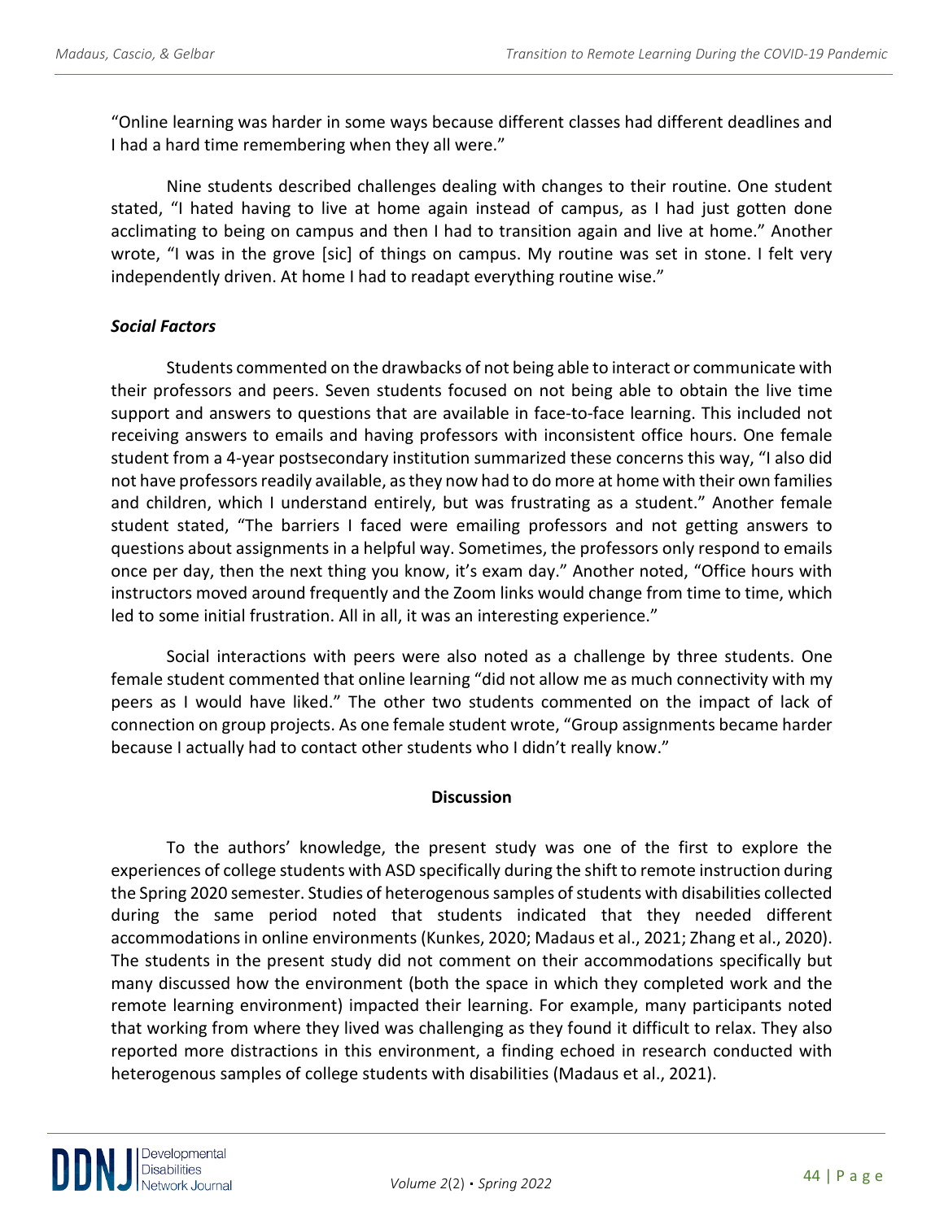"Online learning was harder in some ways because different classes had different deadlines and I had a hard time remembering when they all were."

Nine students described challenges dealing with changes to their routine. One student stated, "I hated having to live at home again instead of campus, as I had just gotten done acclimating to being on campus and then I had to transition again and live at home." Another wrote, "I was in the grove [sic] of things on campus. My routine was set in stone. I felt very independently driven. At home I had to readapt everything routine wise."

### *Social Factors*

Students commented on the drawbacks of not being able to interact or communicate with their professors and peers. Seven students focused on not being able to obtain the live time support and answers to questions that are available in face-to-face learning. This included not receiving answers to emails and having professors with inconsistent office hours. One female student from a 4-year postsecondary institution summarized these concerns this way, "I also did not have professors readily available, as they now had to do more at home with their own families and children, which I understand entirely, but was frustrating as a student." Another female student stated, "The barriers I faced were emailing professors and not getting answers to questions about assignments in a helpful way. Sometimes, the professors only respond to emails once per day, then the next thing you know, it's exam day." Another noted, "Office hours with instructors moved around frequently and the Zoom links would change from time to time, which led to some initial frustration. All in all, it was an interesting experience."

Social interactions with peers were also noted as a challenge by three students. One female student commented that online learning "did not allow me as much connectivity with my peers as I would have liked." The other two students commented on the impact of lack of connection on group projects. As one female student wrote, "Group assignments became harder because I actually had to contact other students who I didn't really know."

## Discussion

To the authors' knowledge, the present study was one of the first to explore the experiences of college students with ASD specifically during the shift to remote instruction during the Spring 2020 semester. Studies of heterogenous samples of students with disabilities collected during the same period noted that students indicated that they needed different accommodations in online environments (Kunkes, 2020; Madaus et al., 2021; Zhang et al., 2020). The students in the present study did not comment on their accommodations specifically but many discussed how the environment (both the space in which they completed work and the remote learning environment) impacted their learning. For example, many participants noted that working from where they lived was challenging as they found it difficult to relax. They also reported more distractions in this environment, a finding echoed in research conducted with heterogenous samples of college students with disabilities (Madaus et al., 2021).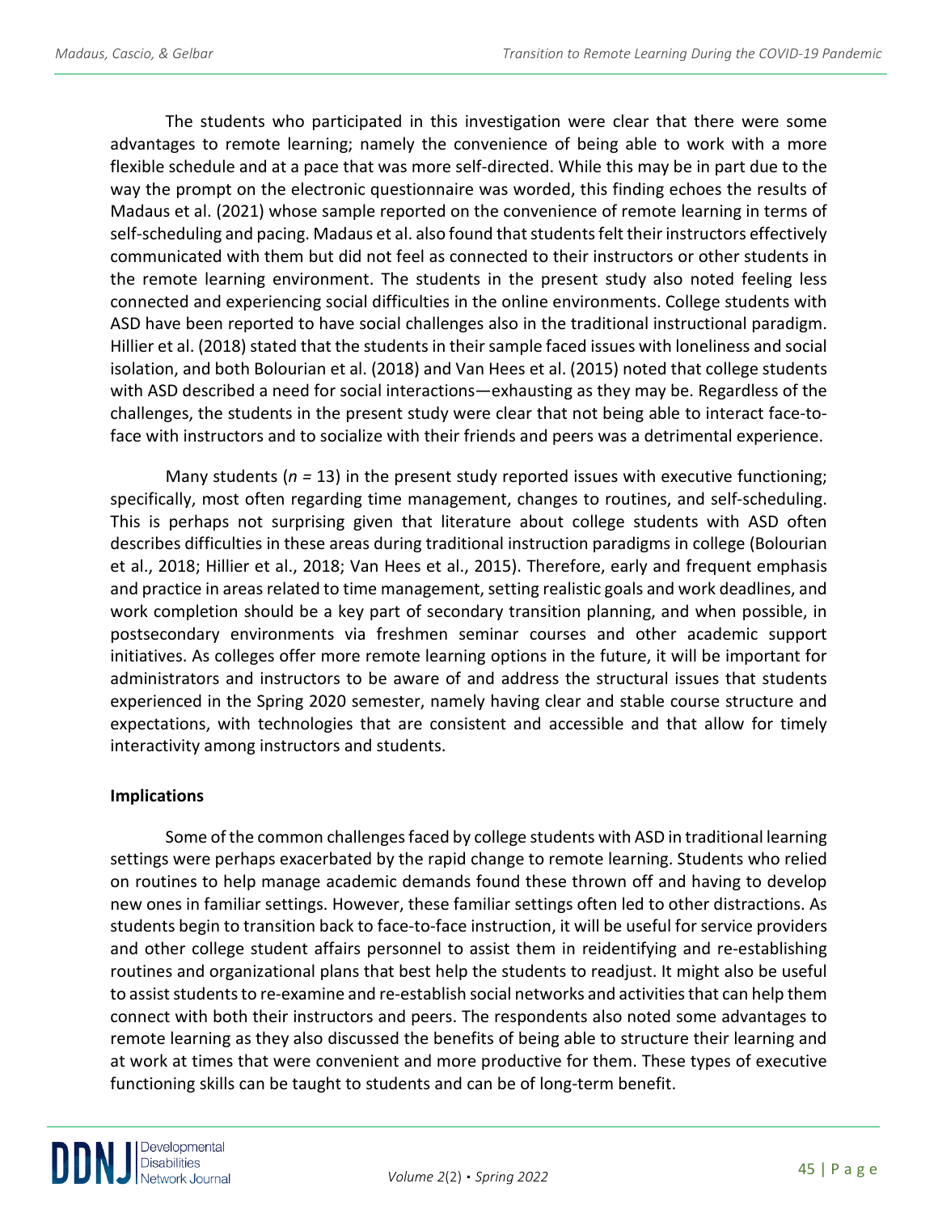The students who participated in this investigation were clear that there were some advantages to remote learning; namely the convenience of being able to work with a more flexible schedule and at a pace that was more self-directed. While this may be in part due to the way the prompt on the electronic questionnaire was worded, this finding echoes the results of Madaus et al. (2021) whose sample reported on the convenience of remote learning in terms of self-scheduling and pacing. Madaus et al. also found that students felt their instructors effectively communicated with them but did not feel as connected to their instructors or other students in the remote learning environment. The students in the present study also noted feeling less connected and experiencing social difficulties in the online environments. College students with ASD have been reported to have social challenges also in the traditional instructional paradigm. Hillier et al. (2018) stated that the students in their sample faced issues with loneliness and social isolation, and both Bolourian et al. (2018) and Van Hees et al. (2015) noted that college students with ASD described a need for social interactions—exhausting as they may be. Regardless of the challenges, the students in the present study were clear that not being able to interact face-to-face with instructors and to socialize with their friends and peers was a detrimental experience.

Many students ($n = 13$) in the present study reported issues with executive functioning; specifically, most often regarding time management, changes to routines, and self-scheduling. This is perhaps not surprising given that literature about college students with ASD often describes difficulties in these areas during traditional instruction paradigms in college (Bolourian et al., 2018; Hillier et al., 2018; Van Hees et al., 2015). Therefore, early and frequent emphasis and practice in areas related to time management, setting realistic goals and work deadlines, and work completion should be a key part of secondary transition planning, and when possible, in postsecondary environments via freshmen seminar courses and other academic support initiatives. As colleges offer more remote learning options in the future, it will be important for administrators and instructors to be aware of and address the structural issues that students experienced in the Spring 2020 semester, namely having clear and stable course structure and expectations, with technologies that are consistent and accessible and that allow for timely interactivity among instructors and students.

**Implications**

Some of the common challenges faced by college students with ASD in traditional learning settings were perhaps exacerbated by the rapid change to remote learning. Students who relied on routines to help manage academic demands found these thrown off and having to develop new ones in familiar settings. However, these familiar settings often led to other distractions. As students begin to transition back to face-to-face instruction, it will be useful for service providers and other college student affairs personnel to assist them in reidentifying and re-establishing routines and organizational plans that best help the students to readjust. It might also be useful to assist students to re-examine and re-establish social networks and activities that can help them connect with both their instructors and peers. The respondents also noted some advantages to remote learning as they also discussed the benefits of being able to structure their learning and at work at times that were convenient and more productive for them. These types of executive functioning skills can be taught to students and can be of long-term benefit.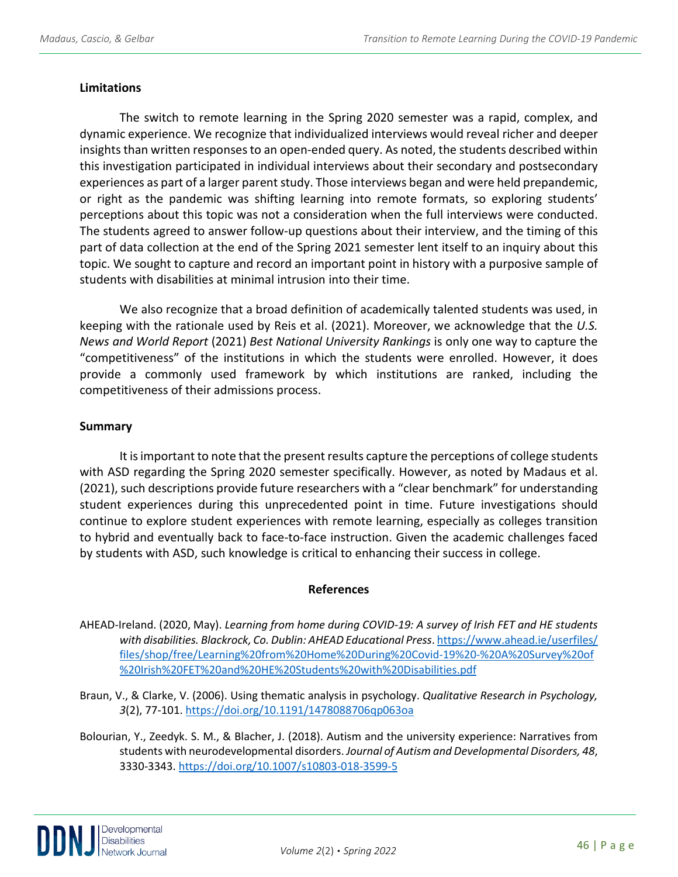### Limitations

The switch to remote learning in the Spring 2020 semester was a rapid, complex, and dynamic experience. We recognize that individualized interviews would reveal richer and deeper insights than written responses to an open-ended query. As noted, the students described within this investigation participated in individual interviews about their secondary and postsecondary experiences as part of a larger parent study. Those interviews began and were held prepandemic, or right as the pandemic was shifting learning into remote formats, so exploring students' perceptions about this topic was not a consideration when the full interviews were conducted. The students agreed to answer follow-up questions about their interview, and the timing of this part of data collection at the end of the Spring 2021 semester lent itself to an inquiry about this topic. We sought to capture and record an important point in history with a purposive sample of students with disabilities at minimal intrusion into their time.

We also recognize that a broad definition of academically talented students was used, in keeping with the rationale used by Reis et al. (2021). Moreover, we acknowledge that the *U.S. News and World Report* (2021) *Best National University Rankings* is only one way to capture the "competitiveness" of the institutions in which the students were enrolled. However, it does provide a commonly used framework by which institutions are ranked, including the competitiveness of their admissions process.

### Summary

It is important to note that the present results capture the perceptions of college students with ASD regarding the Spring 2020 semester specifically. However, as noted by Madaus et al. (2021), such descriptions provide future researchers with a "clear benchmark" for understanding student experiences during this unprecedented point in time. Future investigations should continue to explore student experiences with remote learning, especially as colleges transition to hybrid and eventually back to face-to-face instruction. Given the academic challenges faced by students with ASD, such knowledge is critical to enhancing their success in college.

## References

AHEAD-Ireland. (2020, May). *Learning from home during COVID-19: A survey of Irish FET and HE students with disabilities. Blackrock, Co. Dublin: AHEAD Educational Press*. https://www.ahead.ie/userfiles/files/shop/free/Learning%20from%20Home%20During%20Covid-19%20-%20A%20Survey%20of%20Irish%20FET%20and%20HE%20Students%20with%20Disabilities.pdf

Braun, V., & Clarke, V. (2006). Using thematic analysis in psychology. *Qualitative Research in Psychology, 3*(2), 77-101. https://doi.org/10.1191/1478088706qp063oa

Bolourian, Y., Zeedyk. S. M., & Blacher, J. (2018). Autism and the university experience: Narratives from students with neurodevelopmental disorders. *Journal of Autism and Developmental Disorders, 48*, 3330-3343. https://doi.org/10.1007/s10803-018-3599-5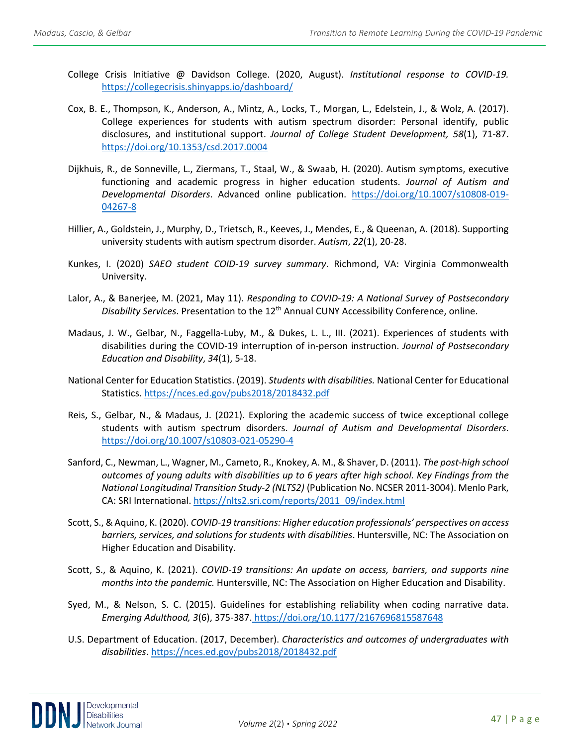College Crisis Initiative @ Davidson College. (2020, August). *Institutional response to COVID-19.* https://collegecrisis.shinyapps.io/dashboard/

Cox, B. E., Thompson, K., Anderson, A., Mintz, A., Locks, T., Morgan, L., Edelstein, J., & Wolz, A. (2017). College experiences for students with autism spectrum disorder: Personal identify, public disclosures, and institutional support. *Journal of College Student Development, 58*(1), 71-87. https://doi.org/10.1353/csd.2017.0004

Dijkhuis, R., de Sonneville, L., Ziermans, T., Staal, W., & Swaab, H. (2020). Autism symptoms, executive functioning and academic progress in higher education students. *Journal of Autism and Developmental Disorders*. Advanced online publication. https://doi.org/10.1007/s10808-019-04267-8

Hillier, A., Goldstein, J., Murphy, D., Trietsch, R., Keeves, J., Mendes, E., & Queenan, A. (2018). Supporting university students with autism spectrum disorder. *Autism*, *22*(1), 20-28.

Kunkes, I. (2020) *SAEO student COID-19 survey summary*. Richmond, VA: Virginia Commonwealth University.

Lalor, A., & Banerjee, M. (2021, May 11). *Responding to COVID-19: A National Survey of Postsecondary Disability Services*. Presentation to the 12th Annual CUNY Accessibility Conference, online.

Madaus, J. W., Gelbar, N., Faggella-Luby, M., & Dukes, L. L., III. (2021). Experiences of students with disabilities during the COVID-19 interruption of in-person instruction. *Journal of Postsecondary Education and Disability*, *34*(1), 5-18.

National Center for Education Statistics. (2019). *Students with disabilities.* National Center for Educational Statistics. https://nces.ed.gov/pubs2018/2018432.pdf

Reis, S., Gelbar, N., & Madaus, J. (2021). Exploring the academic success of twice exceptional college students with autism spectrum disorders. *Journal of Autism and Developmental Disorders*. https://doi.org/10.1007/s10803-021-05290-4

Sanford, C., Newman, L., Wagner, M., Cameto, R., Knokey, A. M., & Shaver, D. (2011). *The post-high school outcomes of young adults with disabilities up to 6 years after high school. Key Findings from the National Longitudinal Transition Study-2 (NLTS2)* (Publication No. NCSER 2011-3004). Menlo Park, CA: SRI International. https://nlts2.sri.com/reports/2011_09/index.html

Scott, S., & Aquino, K. (2020). *COVID-19 transitions: Higher education professionals' perspectives on access barriers, services, and solutions for students with disabilities*. Huntersville, NC: The Association on Higher Education and Disability.

Scott, S., & Aquino, K. (2021). *COVID-19 transitions: An update on access, barriers, and supports nine months into the pandemic.* Huntersville, NC: The Association on Higher Education and Disability.

Syed, M., & Nelson, S. C. (2015). Guidelines for establishing reliability when coding narrative data. *Emerging Adulthood, 3*(6), 375-387. https://doi.org/10.1177/2167696815587648

U.S. Department of Education. (2017, December). *Characteristics and outcomes of undergraduates with disabilities*. https://nces.ed.gov/pubs2018/2018432.pdf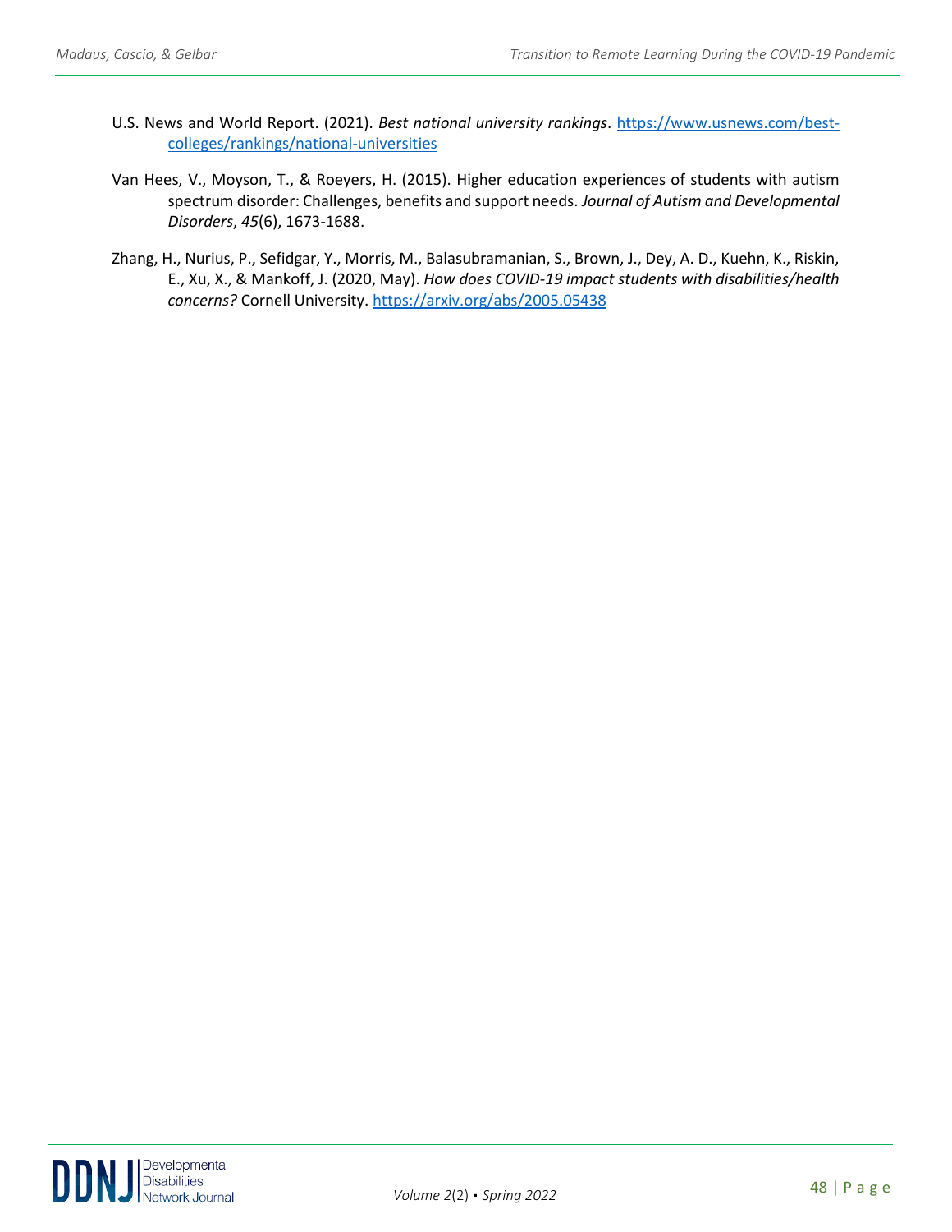U.S. News and World Report. (2021). *Best national university rankings*. https://www.usnews.com/best-colleges/rankings/national-universities

Van Hees, V., Moyson, T., & Roeyers, H. (2015). Higher education experiences of students with autism spectrum disorder: Challenges, benefits and support needs. *Journal of Autism and Developmental Disorders*, *45*(6), 1673-1688.

Zhang, H., Nurius, P., Sefidgar, Y., Morris, M., Balasubramanian, S., Brown, J., Dey, A. D., Kuehn, K., Riskin, E., Xu, X., & Mankoff, J. (2020, May). *How does COVID-19 impact students with disabilities/health concerns?* Cornell University. https://arxiv.org/abs/2005.05438